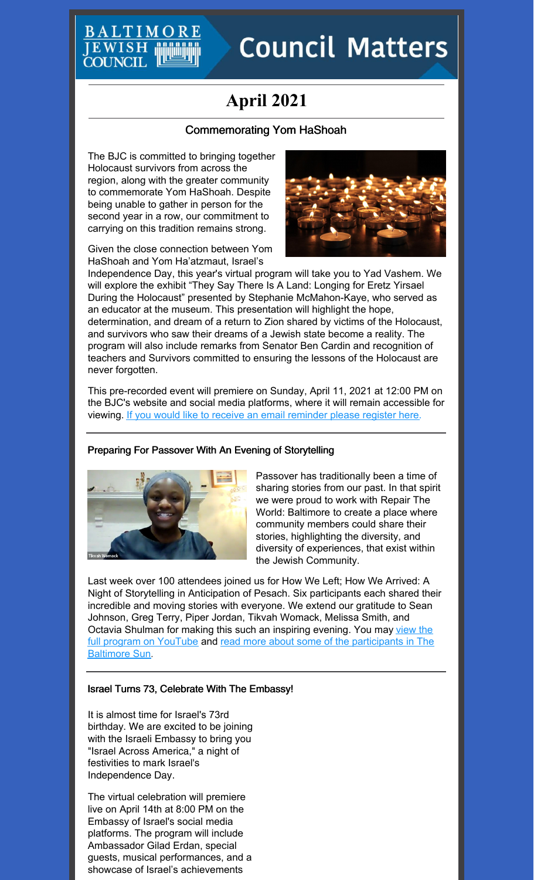BALTIMORE JEWISH COUNCIL

# Council Matters

## April 2021

### Commemorating Yom HaShoah

The BJC is committed to bringing together Holocaust survivors from across the region, along with the greater community to commemorate Yom HaShoah. Despite being unable to gather in person for the second year in a row, our commitment to carrying on this tradition remains strong.

Given the close connection between Yom HaShoah and Yom Ha'atzmaut, Israel's Independence Day, this year's virtual program will take you to Yad Vashem. We will explore the exhibit "They Say There Is A Land: Longing for Eretz Yirsael During the Holocaust" presented by Stephanie McMahon-Kaye, who served as an educator at the museum. This presentation will highlight the hope, determination, and dream of a return to Zion shared by victims of the Holocaust, and survivors who saw their dreams of a Jewish state become a reality. The program will also include remarks from Senator Ben Cardin and recognition of teachers and Survivors committed to ensuring the lessons of the Holocaust are never forgotten.

This pre-recorded event will premiere on Sunday, April 11, 2021 at 12:00 PM on the BJC's website and social media platforms, where it will remain accessible for viewing. If you would like to receive an email reminder please register here.

---

### Preparing For Passover With An Evening of Storytelling

Passover has traditionally been a time of sharing stories from our past. In that spirit we were proud to work with Repair The World: Baltimore to create a place where community members could share their stories, highlighting the diversity, and diversity of experiences, that exist within the Jewish Community.

Last week over 100 attendees joined us for How We Left; How We Arrived: A Night of Storytelling in Anticipation of Pesach. Six participants each shared their incredible and moving stories with everyone. We extend our gratitude to Sean Johnson, Greg Terry, Piper Jordan, Tikvah Womack, Melissa Smith, and Octavia Shulman for making this such an inspiring evening. You may view the full program on YouTube and read more about some of the participants in The Baltimore Sun.

---

### Israel Turns 73, Celebrate With The Embassy!

It is almost time for Israel's 73rd birthday. We are excited to be joining with the Israeli Embassy to bring you "Israel Across America," a night of festivities to mark Israel's Independence Day.

The virtual celebration will premiere live on April 14th at 8:00 PM on the Embassy of Israel's social media platforms. The program will include Ambassador Gilad Erdan, special guests, musical performances, and a showcase of Israel's achievements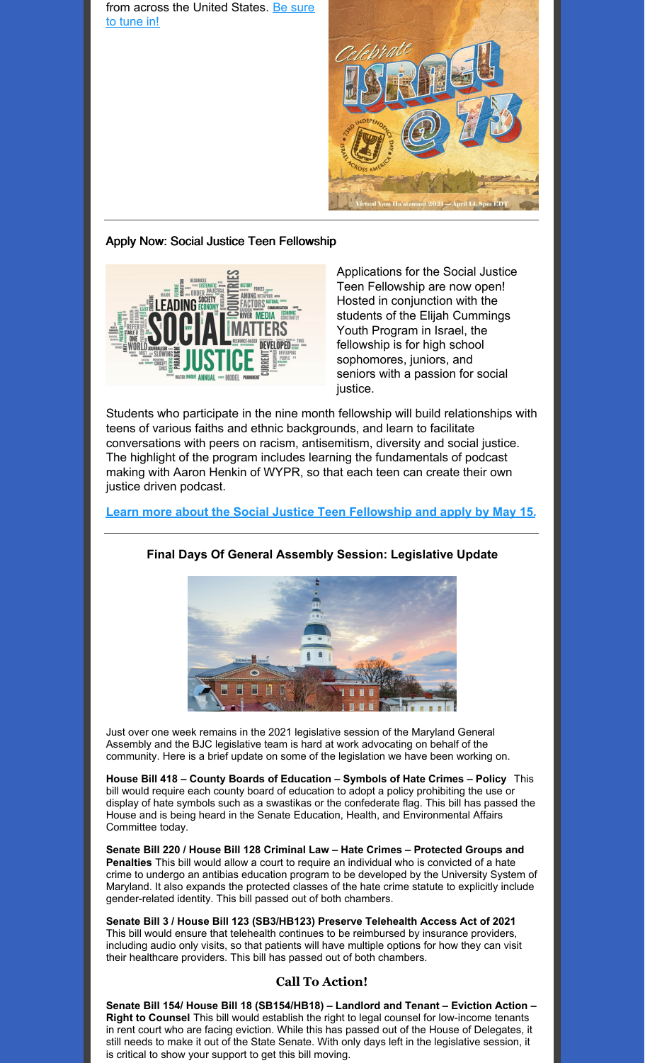from across the United States. [Be sure to tune in!]

Apply Now: Social Justice Teen Fellowship

Applications for the Social Justice Teen Fellowship are now open! Hosted in conjunction with the students of the Elijah Cummings Youth Program in Israel, the fellowship is for high school sophomores, juniors, and seniors with a passion for social justice.

Students who participate in the nine month fellowship will build relationships with teens of various faiths and ethnic backgrounds, and learn to facilitate conversations with peers on racism, antisemitism, diversity and social justice. The highlight of the program includes learning the fundamentals of podcast making with Aaron Henkin of WYPR, so that each teen can create their own justice driven podcast.

**[Learn more about the Social Justice Teen Fellowship and apply by May 15.]**

### Final Days Of General Assembly Session: Legislative Update

Just over one week remains in the 2021 legislative session of the Maryland General Assembly and the BJC legislative team is hard at work advocating on behalf of the community. Here is a brief update on some of the legislation we have been working on.

**House Bill 418 – County Boards of Education – Symbols of Hate Crimes – Policy** This bill would require each county board of education to adopt a policy prohibiting the use or display of hate symbols such as a swastikas or the confederate flag. This bill has passed the House and is being heard in the Senate Education, Health, and Environmental Affairs Committee today.

**Senate Bill 220 / House Bill 128 Criminal Law – Hate Crimes – Protected Groups and Penalties** This bill would allow a court to require an individual who is convicted of a hate crime to undergo an antibias education program to be developed by the University System of Maryland. It also expands the protected classes of the hate crime statute to explicitly include gender-related identity. This bill passed out of both chambers.

**Senate Bill 3 / House Bill 123 (SB3/HB123) Preserve Telehealth Access Act of 2021** This bill would ensure that telehealth continues to be reimbursed by insurance providers, including audio only visits, so that patients will have multiple options for how they can visit their healthcare providers. This bill has passed out of both chambers.

### Call To Action!

**Senate Bill 154/ House Bill 18 (SB154/HB18) – Landlord and Tenant – Eviction Action – Right to Counsel** This bill would establish the right to legal counsel for low-income tenants in rent court who are facing eviction. While this has passed out of the House of Delegates, it still needs to make it out of the State Senate. With only days left in the legislative session, it is critical to show your support to get this bill moving.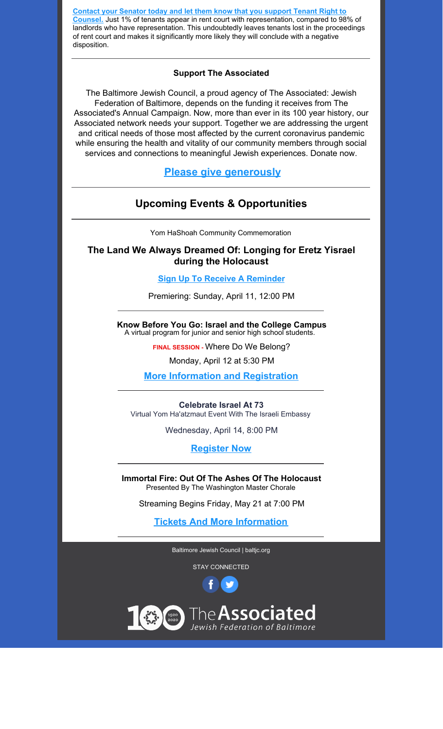**Contact your Senator today and let them know that you support Tenant Right to Counsel.** Just 1% of tenants appear in rent court with representation, compared to 98% of landlords who have representation. This undoubtedly leaves tenants lost in the proceedings of rent court and makes it significantly more likely they will conclude with a negative disposition.

---

### Support The Associated

The Baltimore Jewish Council, a proud agency of The Associated: Jewish Federation of Baltimore, depends on the funding it receives from The Associated's Annual Campaign. Now, more than ever in its 100 year history, our Associated network needs your support. Together we are addressing the urgent and critical needs of those most affected by the current coronavirus pandemic while ensuring the health and vitality of our community members through social services and connections to meaningful Jewish experiences. Donate now.

**Please give generously**

---

## Upcoming Events & Opportunities

---

Yom HaShoah Community Commemoration

### The Land We Always Dreamed Of: Longing for Eretz Yisrael during the Holocaust

**Sign Up To Receive A Reminder**

Premiering: Sunday, April 11, 12:00 PM

---

**Know Before You Go: Israel and the College Campus**
A virtual program for junior and senior high school students.

**FINAL SESSION** - Where Do We Belong?

Monday, April 12 at 5:30 PM

**More Information and Registration**

---

**Celebrate Israel At 73**
Virtual Yom Ha'atzmaut Event With The Israeli Embassy

Wednesday, April 14, 8:00 PM

**Register Now**

---

**Immortal Fire: Out Of The Ashes Of The Holocaust**
Presented By The Washington Master Chorale

Streaming Begins Friday, May 21 at 7:00 PM

**Tickets And More Information**

---

Baltimore Jewish Council | baltjc.org

STAY CONNECTED

The Associated
Jewish Federation of Baltimore